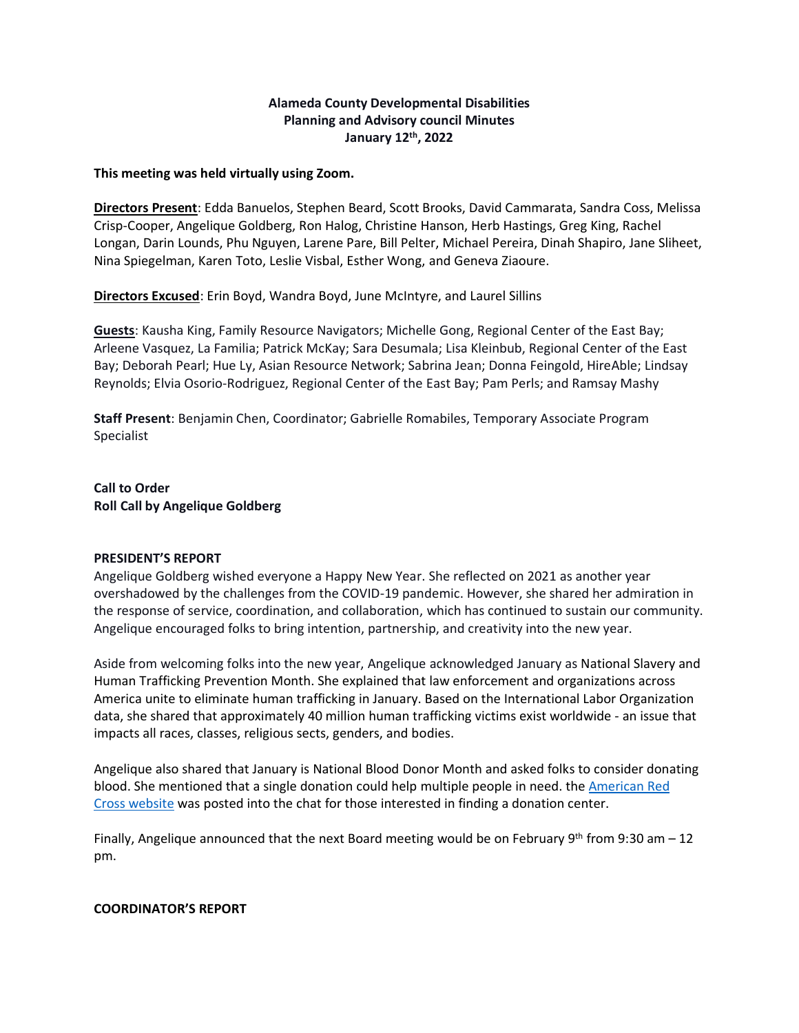**Alameda County Developmental Disabilities Planning and Advisory council Minutes January 12th, 2022**

**This meeting was held virtually using Zoom.**

**Directors Present**: Edda Banuelos, Stephen Beard, Scott Brooks, David Cammarata, Sandra Coss, Melissa Crisp-Cooper, Angelique Goldberg, Ron Halog, Christine Hanson, Herb Hastings, Greg King, Rachel Longan, Darin Lounds, Phu Nguyen, Larene Pare, Bill Pelter, Michael Pereira, Dinah Shapiro, Jane Sliheet, Nina Spiegelman, Karen Toto, Leslie Visbal, Esther Wong, and Geneva Ziaoure.

**Directors Excused**: Erin Boyd, Wandra Boyd, June McIntyre, and Laurel Sillins

**Guests**: Kausha King, Family Resource Navigators; Michelle Gong, Regional Center of the East Bay; Arleene Vasquez, La Familia; Patrick McKay; Sara Desumala; Lisa Kleinbub, Regional Center of the East Bay; Deborah Pearl; Hue Ly, Asian Resource Network; Sabrina Jean; Donna Feingold, HireAble; Lindsay Reynolds; Elvia Osorio-Rodriguez, Regional Center of the East Bay; Pam Perls; and Ramsay Mashy

**Staff Present**: Benjamin Chen, Coordinator; Gabrielle Romabiles, Temporary Associate Program Specialist

**Call to Order**

**Roll Call by Angelique Goldberg**

## PRESIDENT'S REPORT

Angelique Goldberg wished everyone a Happy New Year. She reflected on 2021 as another year overshadowed by the challenges from the COVID-19 pandemic. However, she shared her admiration in the response of service, coordination, and collaboration, which has continued to sustain our community. Angelique encouraged folks to bring intention, partnership, and creativity into the new year.

Aside from welcoming folks into the new year, Angelique acknowledged January as National Slavery and Human Trafficking Prevention Month. She explained that law enforcement and organizations across America unite to eliminate human trafficking in January. Based on the International Labor Organization data, she shared that approximately 40 million human trafficking victims exist worldwide - an issue that impacts all races, classes, religious sects, genders, and bodies.

Angelique also shared that January is National Blood Donor Month and asked folks to consider donating blood. She mentioned that a single donation could help multiple people in need. the American Red Cross website was posted into the chat for those interested in finding a donation center.

Finally, Angelique announced that the next Board meeting would be on February 9th from 9:30 am – 12 pm.

## COORDINATOR'S REPORT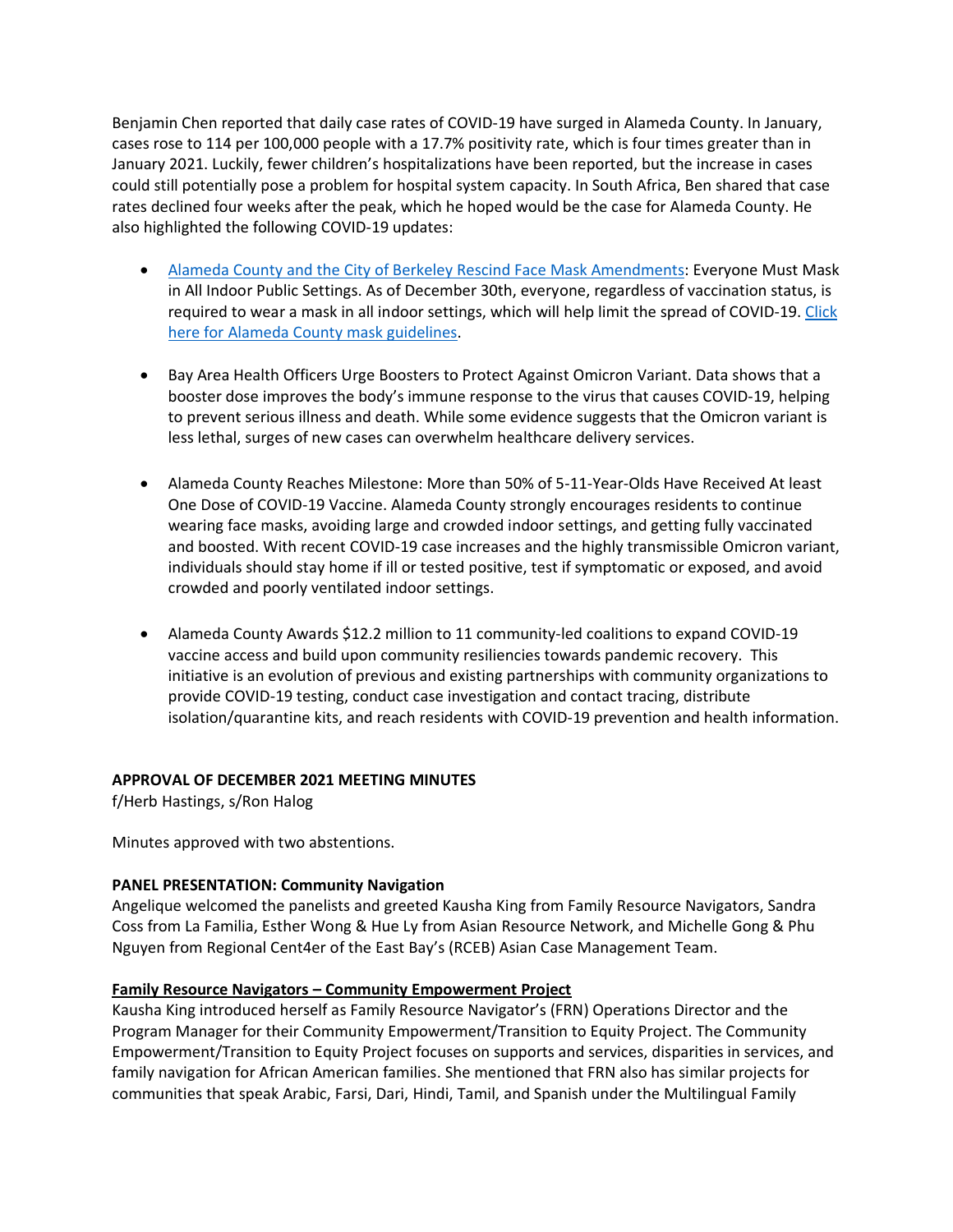Benjamin Chen reported that daily case rates of COVID-19 have surged in Alameda County. In January, cases rose to 114 per 100,000 people with a 17.7% positivity rate, which is four times greater than in January 2021. Luckily, fewer children's hospitalizations have been reported, but the increase in cases could still potentially pose a problem for hospital system capacity. In South Africa, Ben shared that case rates declined four weeks after the peak, which he hoped would be the case for Alameda County. He also highlighted the following COVID-19 updates:

- Alameda County and the City of Berkeley Rescind Face Mask Amendments: Everyone Must Mask in All Indoor Public Settings. As of December 30th, everyone, regardless of vaccination status, is required to wear a mask in all indoor settings, which will help limit the spread of COVID-19. Click here for Alameda County mask guidelines.

- Bay Area Health Officers Urge Boosters to Protect Against Omicron Variant. Data shows that a booster dose improves the body's immune response to the virus that causes COVID-19, helping to prevent serious illness and death. While some evidence suggests that the Omicron variant is less lethal, surges of new cases can overwhelm healthcare delivery services.

- Alameda County Reaches Milestone: More than 50% of 5-11-Year-Olds Have Received At least One Dose of COVID-19 Vaccine. Alameda County strongly encourages residents to continue wearing face masks, avoiding large and crowded indoor settings, and getting fully vaccinated and boosted. With recent COVID-19 case increases and the highly transmissible Omicron variant, individuals should stay home if ill or tested positive, test if symptomatic or exposed, and avoid crowded and poorly ventilated indoor settings.

- Alameda County Awards $12.2 million to 11 community-led coalitions to expand COVID-19 vaccine access and build upon community resiliencies towards pandemic recovery. This initiative is an evolution of previous and existing partnerships with community organizations to provide COVID-19 testing, conduct case investigation and contact tracing, distribute isolation/quarantine kits, and reach residents with COVID-19 prevention and health information.

**APPROVAL OF DECEMBER 2021 MEETING MINUTES**
f/Herb Hastings, s/Ron Halog

Minutes approved with two abstentions.

**PANEL PRESENTATION: Community Navigation**
Angelique welcomed the panelists and greeted Kausha King from Family Resource Navigators, Sandra Coss from La Familia, Esther Wong & Hue Ly from Asian Resource Network, and Michelle Gong & Phu Nguyen from Regional Cent4er of the East Bay's (RCEB) Asian Case Management Team.

**Family Resource Navigators – Community Empowerment Project**
Kausha King introduced herself as Family Resource Navigator's (FRN) Operations Director and the Program Manager for their Community Empowerment/Transition to Equity Project. The Community Empowerment/Transition to Equity Project focuses on supports and services, disparities in services, and family navigation for African American families. She mentioned that FRN also has similar projects for communities that speak Arabic, Farsi, Dari, Hindi, Tamil, and Spanish under the Multilingual Family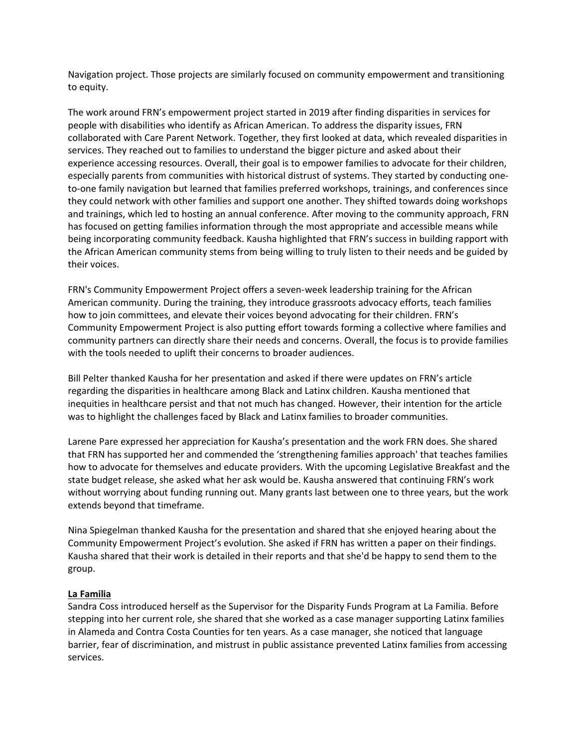Navigation project. Those projects are similarly focused on community empowerment and transitioning to equity.

The work around FRN's empowerment project started in 2019 after finding disparities in services for people with disabilities who identify as African American. To address the disparity issues, FRN collaborated with Care Parent Network. Together, they first looked at data, which revealed disparities in services. They reached out to families to understand the bigger picture and asked about their experience accessing resources. Overall, their goal is to empower families to advocate for their children, especially parents from communities with historical distrust of systems. They started by conducting one-to-one family navigation but learned that families preferred workshops, trainings, and conferences since they could network with other families and support one another. They shifted towards doing workshops and trainings, which led to hosting an annual conference. After moving to the community approach, FRN has focused on getting families information through the most appropriate and accessible means while being incorporating community feedback. Kausha highlighted that FRN's success in building rapport with the African American community stems from being willing to truly listen to their needs and be guided by their voices.

FRN's Community Empowerment Project offers a seven-week leadership training for the African American community. During the training, they introduce grassroots advocacy efforts, teach families how to join committees, and elevate their voices beyond advocating for their children. FRN's Community Empowerment Project is also putting effort towards forming a collective where families and community partners can directly share their needs and concerns. Overall, the focus is to provide families with the tools needed to uplift their concerns to broader audiences.

Bill Pelter thanked Kausha for her presentation and asked if there were updates on FRN's article regarding the disparities in healthcare among Black and Latinx children. Kausha mentioned that inequities in healthcare persist and that not much has changed. However, their intention for the article was to highlight the challenges faced by Black and Latinx families to broader communities.

Larene Pare expressed her appreciation for Kausha's presentation and the work FRN does. She shared that FRN has supported her and commended the 'strengthening families approach' that teaches families how to advocate for themselves and educate providers. With the upcoming Legislative Breakfast and the state budget release, she asked what her ask would be. Kausha answered that continuing FRN's work without worrying about funding running out. Many grants last between one to three years, but the work extends beyond that timeframe.

Nina Spiegelman thanked Kausha for the presentation and shared that she enjoyed hearing about the Community Empowerment Project's evolution. She asked if FRN has written a paper on their findings. Kausha shared that their work is detailed in their reports and that she'd be happy to send them to the group.

**La Familia**

Sandra Coss introduced herself as the Supervisor for the Disparity Funds Program at La Familia. Before stepping into her current role, she shared that she worked as a case manager supporting Latinx families in Alameda and Contra Costa Counties for ten years. As a case manager, she noticed that language barrier, fear of discrimination, and mistrust in public assistance prevented Latinx families from accessing services.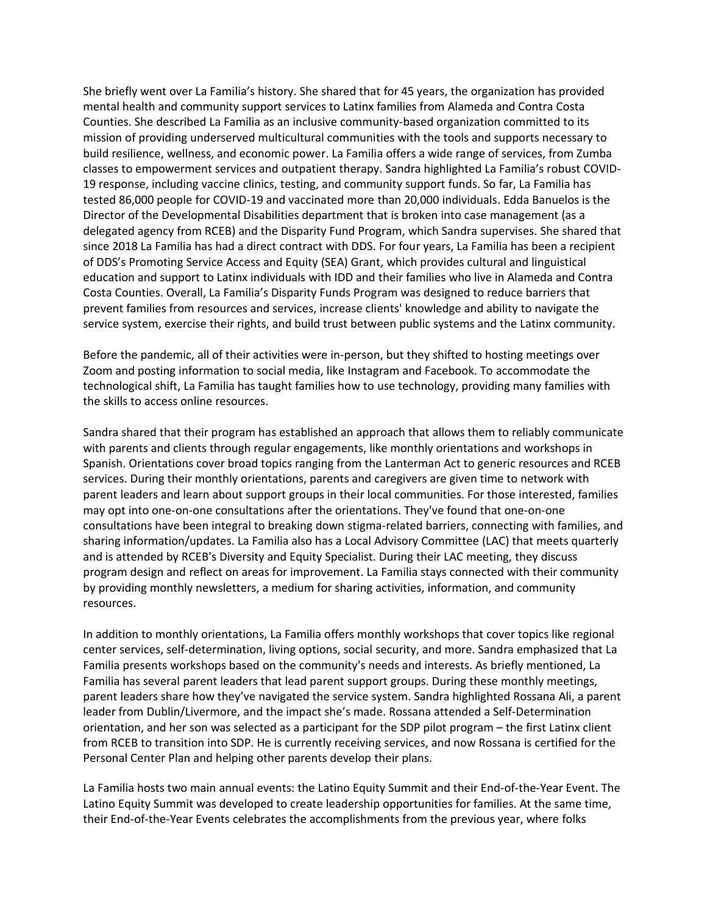She briefly went over La Familia's history. She shared that for 45 years, the organization has provided mental health and community support services to Latinx families from Alameda and Contra Costa Counties. She described La Familia as an inclusive community-based organization committed to its mission of providing underserved multicultural communities with the tools and supports necessary to build resilience, wellness, and economic power. La Familia offers a wide range of services, from Zumba classes to empowerment services and outpatient therapy. Sandra highlighted La Familia's robust COVID-19 response, including vaccine clinics, testing, and community support funds. So far, La Familia has tested 86,000 people for COVID-19 and vaccinated more than 20,000 individuals. Edda Banuelos is the Director of the Developmental Disabilities department that is broken into case management (as a delegated agency from RCEB) and the Disparity Fund Program, which Sandra supervises. She shared that since 2018 La Familia has had a direct contract with DDS. For four years, La Familia has been a recipient of DDS's Promoting Service Access and Equity (SEA) Grant, which provides cultural and linguistical education and support to Latinx individuals with IDD and their families who live in Alameda and Contra Costa Counties. Overall, La Familia's Disparity Funds Program was designed to reduce barriers that prevent families from resources and services, increase clients' knowledge and ability to navigate the service system, exercise their rights, and build trust between public systems and the Latinx community.

Before the pandemic, all of their activities were in-person, but they shifted to hosting meetings over Zoom and posting information to social media, like Instagram and Facebook. To accommodate the technological shift, La Familia has taught families how to use technology, providing many families with the skills to access online resources.

Sandra shared that their program has established an approach that allows them to reliably communicate with parents and clients through regular engagements, like monthly orientations and workshops in Spanish. Orientations cover broad topics ranging from the Lanterman Act to generic resources and RCEB services. During their monthly orientations, parents and caregivers are given time to network with parent leaders and learn about support groups in their local communities. For those interested, families may opt into one-on-one consultations after the orientations. They've found that one-on-one consultations have been integral to breaking down stigma-related barriers, connecting with families, and sharing information/updates. La Familia also has a Local Advisory Committee (LAC) that meets quarterly and is attended by RCEB's Diversity and Equity Specialist. During their LAC meeting, they discuss program design and reflect on areas for improvement. La Familia stays connected with their community by providing monthly newsletters, a medium for sharing activities, information, and community resources.

In addition to monthly orientations, La Familia offers monthly workshops that cover topics like regional center services, self-determination, living options, social security, and more. Sandra emphasized that La Familia presents workshops based on the community's needs and interests. As briefly mentioned, La Familia has several parent leaders that lead parent support groups. During these monthly meetings, parent leaders share how they've navigated the service system. Sandra highlighted Rossana Ali, a parent leader from Dublin/Livermore, and the impact she's made. Rossana attended a Self-Determination orientation, and her son was selected as a participant for the SDP pilot program – the first Latinx client from RCEB to transition into SDP. He is currently receiving services, and now Rossana is certified for the Personal Center Plan and helping other parents develop their plans.

La Familia hosts two main annual events: the Latino Equity Summit and their End-of-the-Year Event. The Latino Equity Summit was developed to create leadership opportunities for families. At the same time, their End-of-the-Year Events celebrates the accomplishments from the previous year, where folks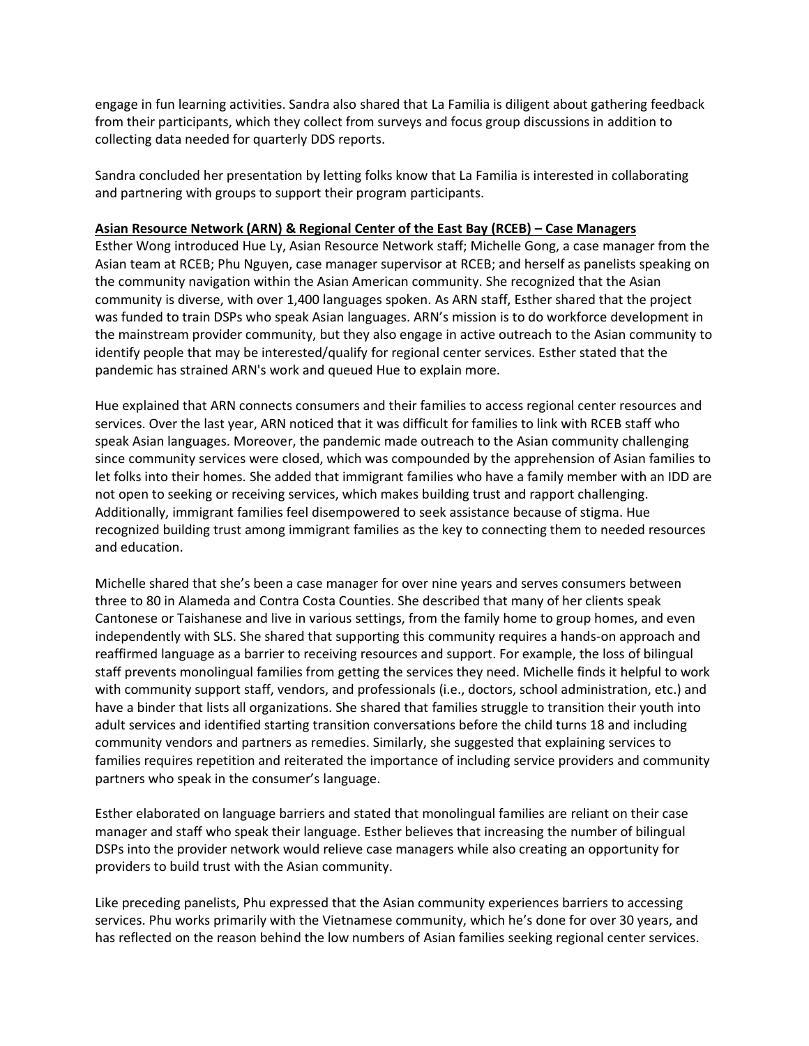engage in fun learning activities. Sandra also shared that La Familia is diligent about gathering feedback from their participants, which they collect from surveys and focus group discussions in addition to collecting data needed for quarterly DDS reports.

Sandra concluded her presentation by letting folks know that La Familia is interested in collaborating and partnering with groups to support their program participants.

**Asian Resource Network (ARN) & Regional Center of the East Bay (RCEB) – Case Managers**

Esther Wong introduced Hue Ly, Asian Resource Network staff; Michelle Gong, a case manager from the Asian team at RCEB; Phu Nguyen, case manager supervisor at RCEB; and herself as panelists speaking on the community navigation within the Asian American community. She recognized that the Asian community is diverse, with over 1,400 languages spoken. As ARN staff, Esther shared that the project was funded to train DSPs who speak Asian languages. ARN's mission is to do workforce development in the mainstream provider community, but they also engage in active outreach to the Asian community to identify people that may be interested/qualify for regional center services. Esther stated that the pandemic has strained ARN's work and queued Hue to explain more.

Hue explained that ARN connects consumers and their families to access regional center resources and services. Over the last year, ARN noticed that it was difficult for families to link with RCEB staff who speak Asian languages. Moreover, the pandemic made outreach to the Asian community challenging since community services were closed, which was compounded by the apprehension of Asian families to let folks into their homes. She added that immigrant families who have a family member with an IDD are not open to seeking or receiving services, which makes building trust and rapport challenging. Additionally, immigrant families feel disempowered to seek assistance because of stigma. Hue recognized building trust among immigrant families as the key to connecting them to needed resources and education.

Michelle shared that she's been a case manager for over nine years and serves consumers between three to 80 in Alameda and Contra Costa Counties. She described that many of her clients speak Cantonese or Taishanese and live in various settings, from the family home to group homes, and even independently with SLS. She shared that supporting this community requires a hands-on approach and reaffirmed language as a barrier to receiving resources and support. For example, the loss of bilingual staff prevents monolingual families from getting the services they need. Michelle finds it helpful to work with community support staff, vendors, and professionals (i.e., doctors, school administration, etc.) and have a binder that lists all organizations. She shared that families struggle to transition their youth into adult services and identified starting transition conversations before the child turns 18 and including community vendors and partners as remedies. Similarly, she suggested that explaining services to families requires repetition and reiterated the importance of including service providers and community partners who speak in the consumer's language.

Esther elaborated on language barriers and stated that monolingual families are reliant on their case manager and staff who speak their language. Esther believes that increasing the number of bilingual DSPs into the provider network would relieve case managers while also creating an opportunity for providers to build trust with the Asian community.

Like preceding panelists, Phu expressed that the Asian community experiences barriers to accessing services. Phu works primarily with the Vietnamese community, which he's done for over 30 years, and has reflected on the reason behind the low numbers of Asian families seeking regional center services.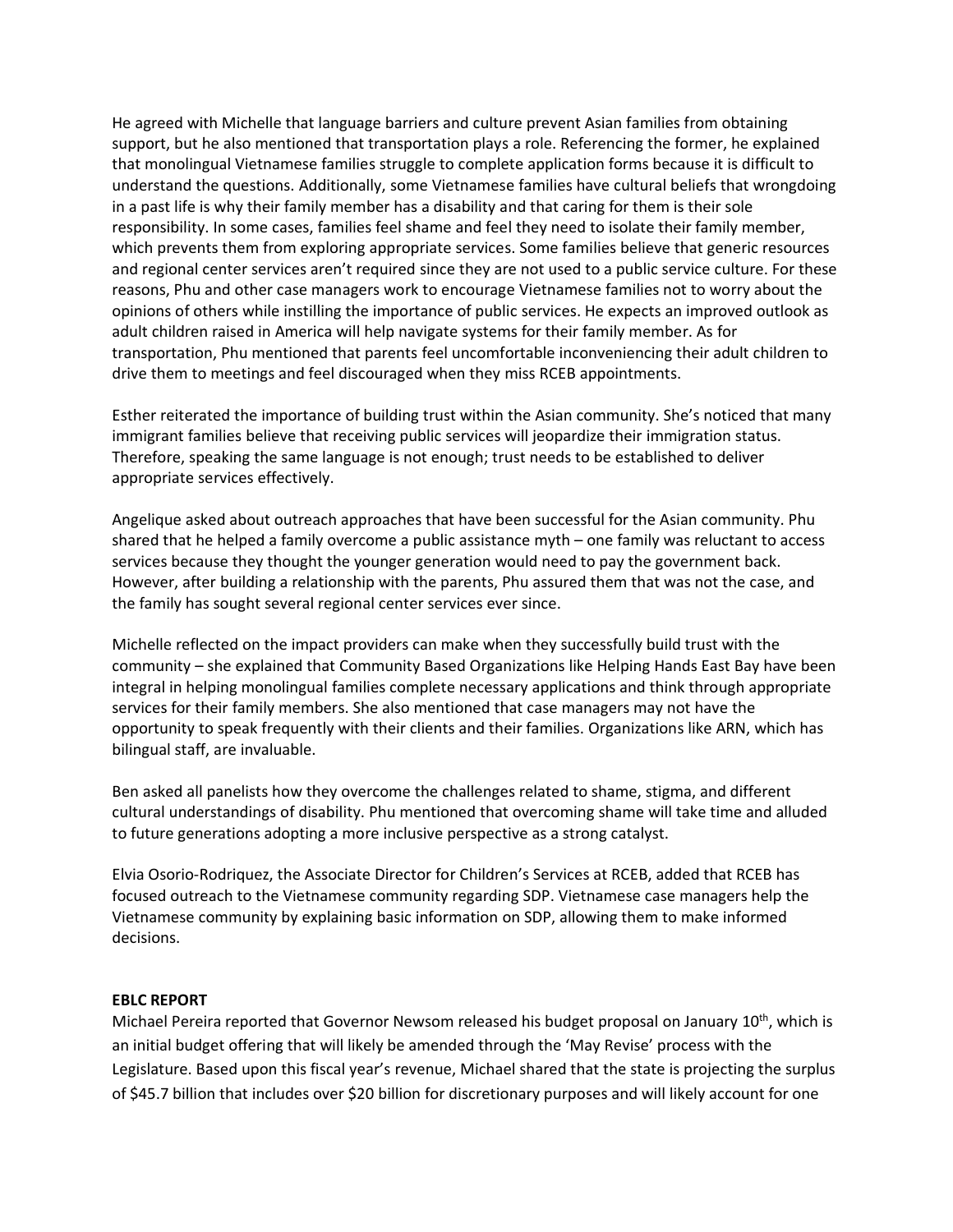He agreed with Michelle that language barriers and culture prevent Asian families from obtaining support, but he also mentioned that transportation plays a role. Referencing the former, he explained that monolingual Vietnamese families struggle to complete application forms because it is difficult to understand the questions. Additionally, some Vietnamese families have cultural beliefs that wrongdoing in a past life is why their family member has a disability and that caring for them is their sole responsibility. In some cases, families feel shame and feel they need to isolate their family member, which prevents them from exploring appropriate services. Some families believe that generic resources and regional center services aren't required since they are not used to a public service culture. For these reasons, Phu and other case managers work to encourage Vietnamese families not to worry about the opinions of others while instilling the importance of public services. He expects an improved outlook as adult children raised in America will help navigate systems for their family member. As for transportation, Phu mentioned that parents feel uncomfortable inconveniencing their adult children to drive them to meetings and feel discouraged when they miss RCEB appointments.

Esther reiterated the importance of building trust within the Asian community. She's noticed that many immigrant families believe that receiving public services will jeopardize their immigration status. Therefore, speaking the same language is not enough; trust needs to be established to deliver appropriate services effectively.

Angelique asked about outreach approaches that have been successful for the Asian community. Phu shared that he helped a family overcome a public assistance myth – one family was reluctant to access services because they thought the younger generation would need to pay the government back. However, after building a relationship with the parents, Phu assured them that was not the case, and the family has sought several regional center services ever since.

Michelle reflected on the impact providers can make when they successfully build trust with the community – she explained that Community Based Organizations like Helping Hands East Bay have been integral in helping monolingual families complete necessary applications and think through appropriate services for their family members. She also mentioned that case managers may not have the opportunity to speak frequently with their clients and their families. Organizations like ARN, which has bilingual staff, are invaluable.

Ben asked all panelists how they overcome the challenges related to shame, stigma, and different cultural understandings of disability. Phu mentioned that overcoming shame will take time and alluded to future generations adopting a more inclusive perspective as a strong catalyst.

Elvia Osorio-Rodriquez, the Associate Director for Children's Services at RCEB, added that RCEB has focused outreach to the Vietnamese community regarding SDP. Vietnamese case managers help the Vietnamese community by explaining basic information on SDP, allowing them to make informed decisions.

**EBLC REPORT**

Michael Pereira reported that Governor Newsom released his budget proposal on January 10th, which is an initial budget offering that will likely be amended through the 'May Revise' process with the Legislature. Based upon this fiscal year's revenue, Michael shared that the state is projecting the surplus of $45.7 billion that includes over $20 billion for discretionary purposes and will likely account for one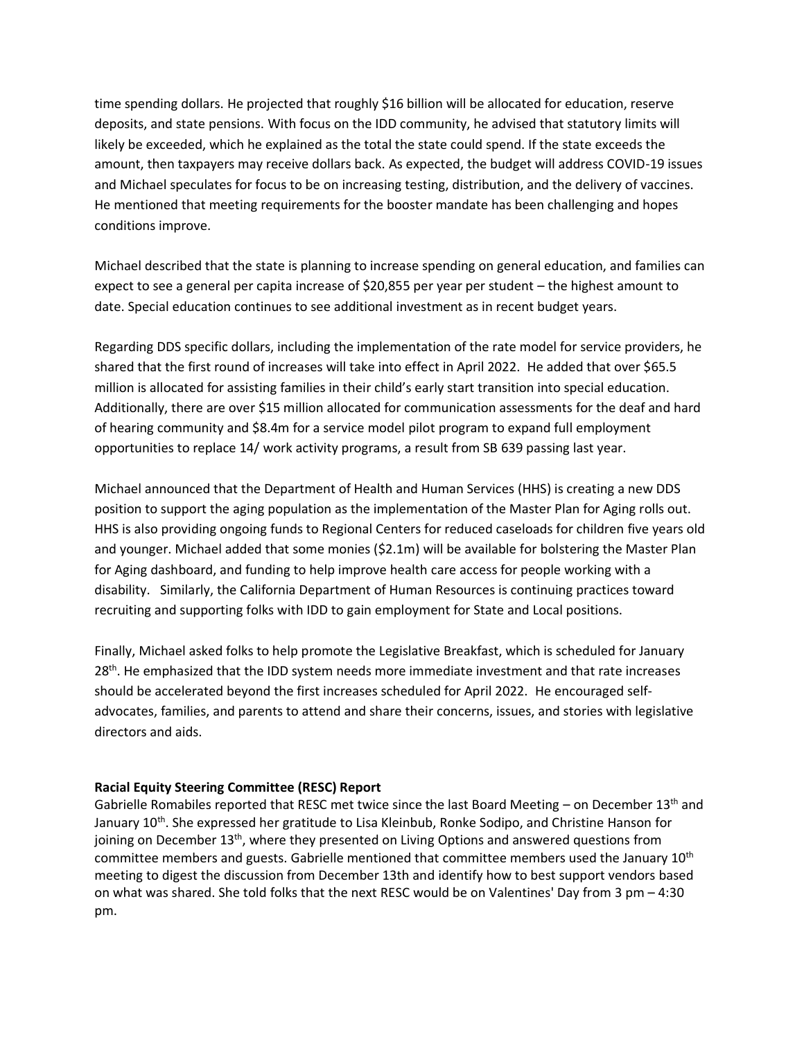time spending dollars. He projected that roughly $16 billion will be allocated for education, reserve deposits, and state pensions. With focus on the IDD community, he advised that statutory limits will likely be exceeded, which he explained as the total the state could spend. If the state exceeds the amount, then taxpayers may receive dollars back. As expected, the budget will address COVID-19 issues and Michael speculates for focus to be on increasing testing, distribution, and the delivery of vaccines. He mentioned that meeting requirements for the booster mandate has been challenging and hopes conditions improve.

Michael described that the state is planning to increase spending on general education, and families can expect to see a general per capita increase of $20,855 per year per student – the highest amount to date. Special education continues to see additional investment as in recent budget years.

Regarding DDS specific dollars, including the implementation of the rate model for service providers, he shared that the first round of increases will take into effect in April 2022. He added that over $65.5 million is allocated for assisting families in their child's early start transition into special education. Additionally, there are over $15 million allocated for communication assessments for the deaf and hard of hearing community and $8.4m for a service model pilot program to expand full employment opportunities to replace 14/ work activity programs, a result from SB 639 passing last year.

Michael announced that the Department of Health and Human Services (HHS) is creating a new DDS position to support the aging population as the implementation of the Master Plan for Aging rolls out. HHS is also providing ongoing funds to Regional Centers for reduced caseloads for children five years old and younger. Michael added that some monies ($2.1m) will be available for bolstering the Master Plan for Aging dashboard, and funding to help improve health care access for people working with a disability. Similarly, the California Department of Human Resources is continuing practices toward recruiting and supporting folks with IDD to gain employment for State and Local positions.

Finally, Michael asked folks to help promote the Legislative Breakfast, which is scheduled for January 28th. He emphasized that the IDD system needs more immediate investment and that rate increases should be accelerated beyond the first increases scheduled for April 2022. He encouraged self-advocates, families, and parents to attend and share their concerns, issues, and stories with legislative directors and aids.

**Racial Equity Steering Committee (RESC) Report**

Gabrielle Romabiles reported that RESC met twice since the last Board Meeting – on December 13th and January 10th. She expressed her gratitude to Lisa Kleinbub, Ronke Sodipo, and Christine Hanson for joining on December 13th, where they presented on Living Options and answered questions from committee members and guests. Gabrielle mentioned that committee members used the January 10th meeting to digest the discussion from December 13th and identify how to best support vendors based on what was shared. She told folks that the next RESC would be on Valentines' Day from 3 pm – 4:30 pm.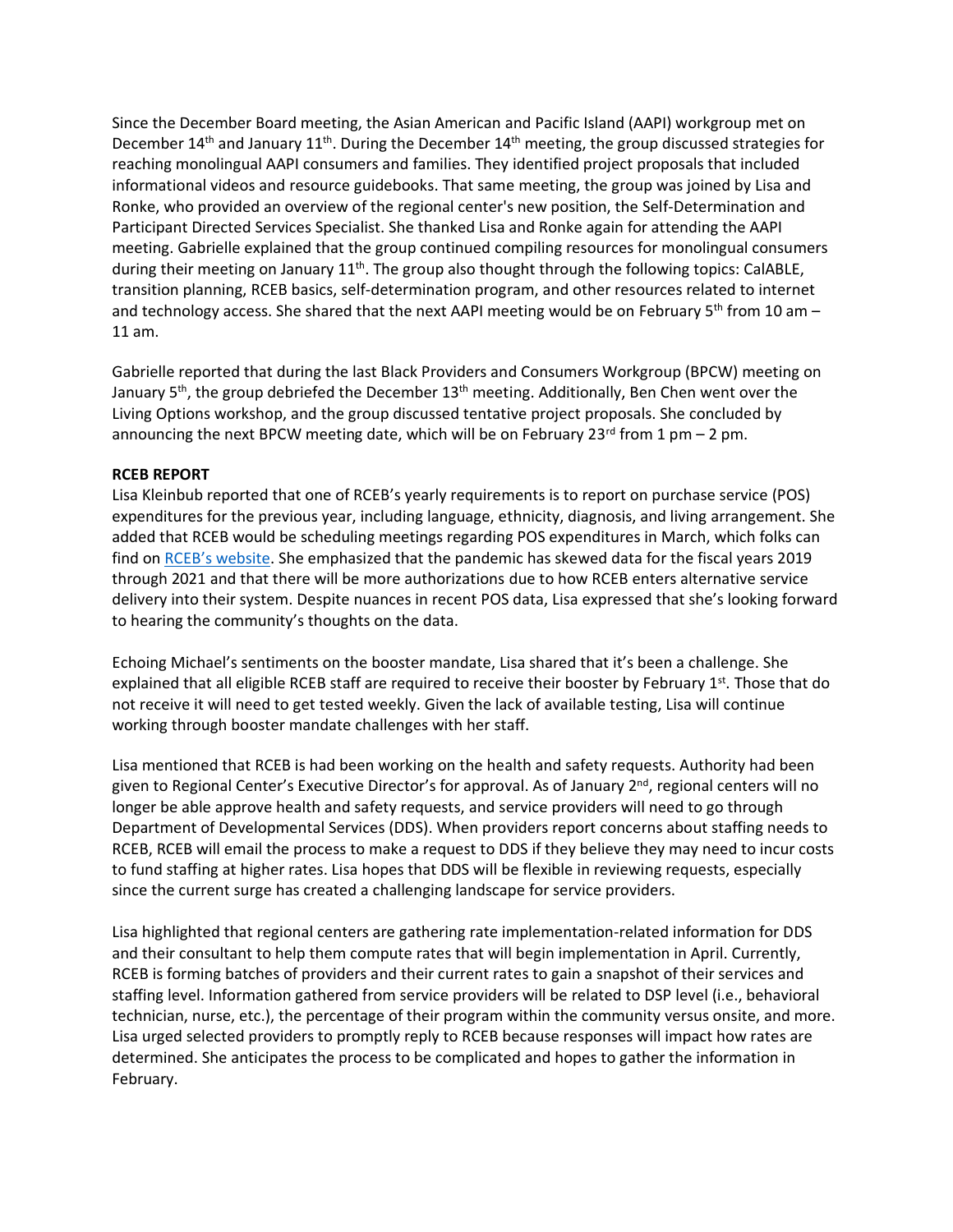Since the December Board meeting, the Asian American and Pacific Island (AAPI) workgroup met on December 14th and January 11th. During the December 14th meeting, the group discussed strategies for reaching monolingual AAPI consumers and families. They identified project proposals that included informational videos and resource guidebooks. That same meeting, the group was joined by Lisa and Ronke, who provided an overview of the regional center's new position, the Self-Determination and Participant Directed Services Specialist. She thanked Lisa and Ronke again for attending the AAPI meeting. Gabrielle explained that the group continued compiling resources for monolingual consumers during their meeting on January 11th. The group also thought through the following topics: CalABLE, transition planning, RCEB basics, self-determination program, and other resources related to internet and technology access. She shared that the next AAPI meeting would be on February 5th from 10 am – 11 am.

Gabrielle reported that during the last Black Providers and Consumers Workgroup (BPCW) meeting on January 5th, the group debriefed the December 13th meeting. Additionally, Ben Chen went over the Living Options workshop, and the group discussed tentative project proposals. She concluded by announcing the next BPCW meeting date, which will be on February 23rd from 1 pm – 2 pm.

**RCEB REPORT**

Lisa Kleinbub reported that one of RCEB's yearly requirements is to report on purchase service (POS) expenditures for the previous year, including language, ethnicity, diagnosis, and living arrangement. She added that RCEB would be scheduling meetings regarding POS expenditures in March, which folks can find on [RCEB's website](). She emphasized that the pandemic has skewed data for the fiscal years 2019 through 2021 and that there will be more authorizations due to how RCEB enters alternative service delivery into their system. Despite nuances in recent POS data, Lisa expressed that she's looking forward to hearing the community's thoughts on the data.

Echoing Michael's sentiments on the booster mandate, Lisa shared that it's been a challenge. She explained that all eligible RCEB staff are required to receive their booster by February 1st. Those that do not receive it will need to get tested weekly. Given the lack of available testing, Lisa will continue working through booster mandate challenges with her staff.

Lisa mentioned that RCEB is had been working on the health and safety requests. Authority had been given to Regional Center's Executive Director's for approval. As of January 2nd, regional centers will no longer be able approve health and safety requests, and service providers will need to go through Department of Developmental Services (DDS). When providers report concerns about staffing needs to RCEB, RCEB will email the process to make a request to DDS if they believe they may need to incur costs to fund staffing at higher rates. Lisa hopes that DDS will be flexible in reviewing requests, especially since the current surge has created a challenging landscape for service providers.

Lisa highlighted that regional centers are gathering rate implementation-related information for DDS and their consultant to help them compute rates that will begin implementation in April. Currently, RCEB is forming batches of providers and their current rates to gain a snapshot of their services and staffing level. Information gathered from service providers will be related to DSP level (i.e., behavioral technician, nurse, etc.), the percentage of their program within the community versus onsite, and more. Lisa urged selected providers to promptly reply to RCEB because responses will impact how rates are determined. She anticipates the process to be complicated and hopes to gather the information in February.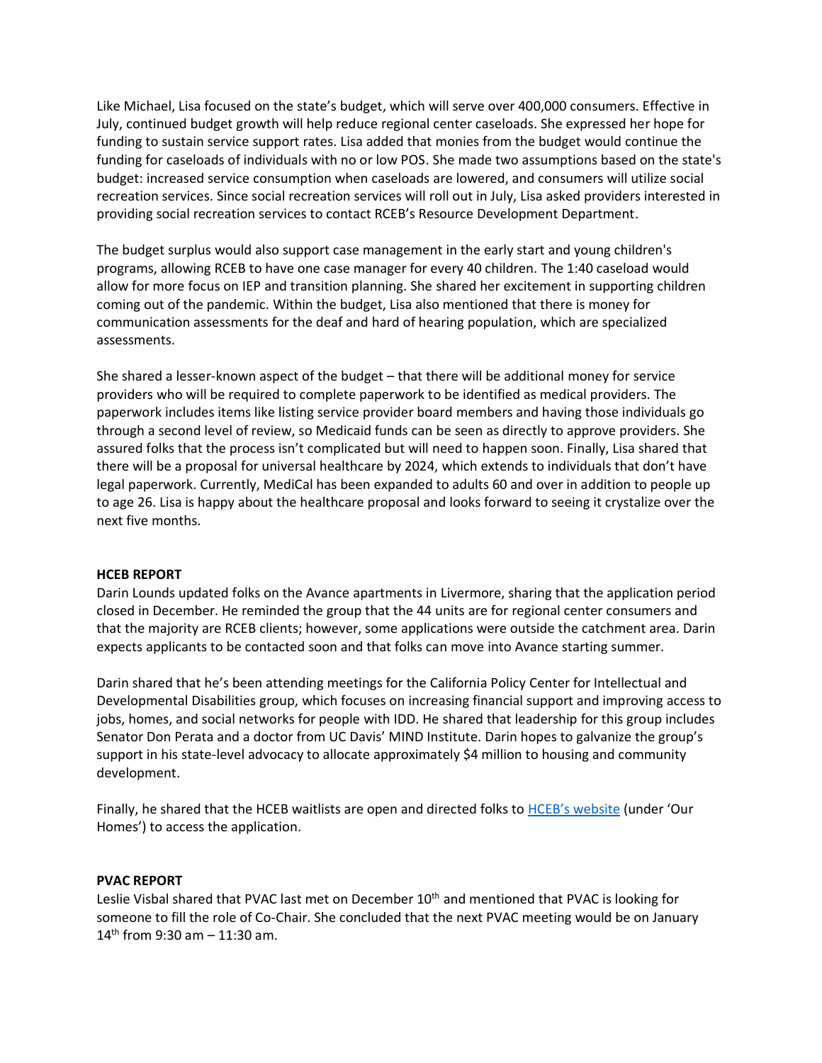Like Michael, Lisa focused on the state's budget, which will serve over 400,000 consumers. Effective in July, continued budget growth will help reduce regional center caseloads. She expressed her hope for funding to sustain service support rates. Lisa added that monies from the budget would continue the funding for caseloads of individuals with no or low POS. She made two assumptions based on the state's budget: increased service consumption when caseloads are lowered, and consumers will utilize social recreation services. Since social recreation services will roll out in July, Lisa asked providers interested in providing social recreation services to contact RCEB's Resource Development Department.

The budget surplus would also support case management in the early start and young children's programs, allowing RCEB to have one case manager for every 40 children. The 1:40 caseload would allow for more focus on IEP and transition planning. She shared her excitement in supporting children coming out of the pandemic. Within the budget, Lisa also mentioned that there is money for communication assessments for the deaf and hard of hearing population, which are specialized assessments.

She shared a lesser-known aspect of the budget – that there will be additional money for service providers who will be required to complete paperwork to be identified as medical providers. The paperwork includes items like listing service provider board members and having those individuals go through a second level of review, so Medicaid funds can be seen as directly to approve providers. She assured folks that the process isn't complicated but will need to happen soon. Finally, Lisa shared that there will be a proposal for universal healthcare by 2024, which extends to individuals that don't have legal paperwork. Currently, MediCal has been expanded to adults 60 and over in addition to people up to age 26. Lisa is happy about the healthcare proposal and looks forward to seeing it crystalize over the next five months.

**HCEB REPORT**

Darin Lounds updated folks on the Avance apartments in Livermore, sharing that the application period closed in December. He reminded the group that the 44 units are for regional center consumers and that the majority are RCEB clients; however, some applications were outside the catchment area. Darin expects applicants to be contacted soon and that folks can move into Avance starting summer.

Darin shared that he's been attending meetings for the California Policy Center for Intellectual and Developmental Disabilities group, which focuses on increasing financial support and improving access to jobs, homes, and social networks for people with IDD. He shared that leadership for this group includes Senator Don Perata and a doctor from UC Davis' MIND Institute. Darin hopes to galvanize the group's support in his state-level advocacy to allocate approximately $4 million to housing and community development.

Finally, he shared that the HCEB waitlists are open and directed folks to HCEB's website (under 'Our Homes') to access the application.

**PVAC REPORT**

Leslie Visbal shared that PVAC last met on December 10th and mentioned that PVAC is looking for someone to fill the role of Co-Chair. She concluded that the next PVAC meeting would be on January 14th from 9:30 am – 11:30 am.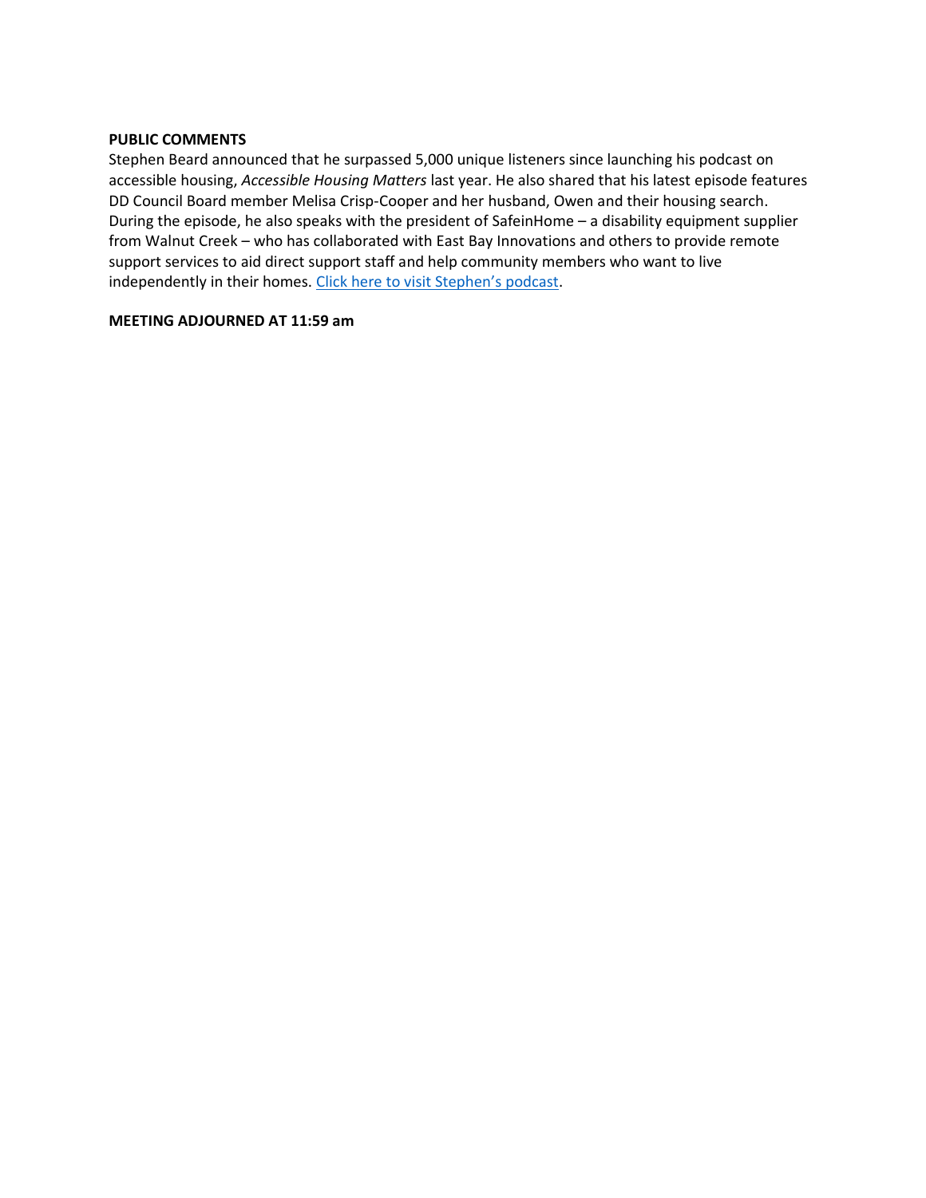**PUBLIC COMMENTS**

Stephen Beard announced that he surpassed 5,000 unique listeners since launching his podcast on accessible housing, *Accessible Housing Matters* last year. He also shared that his latest episode features DD Council Board member Melisa Crisp-Cooper and her husband, Owen and their housing search. During the episode, he also speaks with the president of SafeinHome – a disability equipment supplier from Walnut Creek – who has collaborated with East Bay Innovations and others to provide remote support services to aid direct support staff and help community members who want to live independently in their homes. Click here to visit Stephen's podcast.

**MEETING ADJOURNED AT 11:59 am**